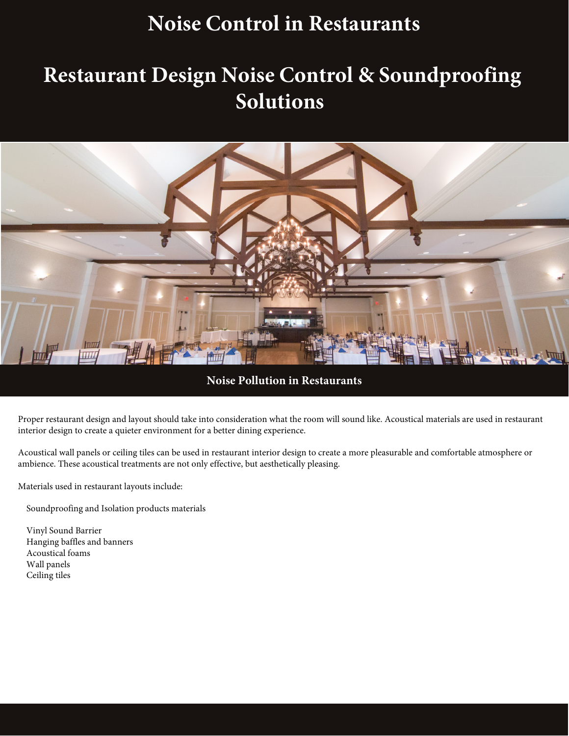# Noise Control in Restaurants

# Restaurant Design Noise Control & Soundproofing Solutions

## Noise Pollution in Restaurants

Proper restaurant design and layout should take into consideration what the room will sound like. Acoustical materials are used in restaurant interior design to create a quieter environment for a better dining experience.

Acoustical wall panels or ceiling tiles can be used in restaurant interior design to create a more pleasurable and comfortable atmosphere or ambience. These acoustical treatments are not only effective, but aesthetically pleasing.

Materials used in restaurant layouts include:

Soundproofing and Isolation products materials

- Vinyl Sound Barrier
- Hanging baffles and banners
- Acoustical foams
- Wall panels
- Ceiling tiles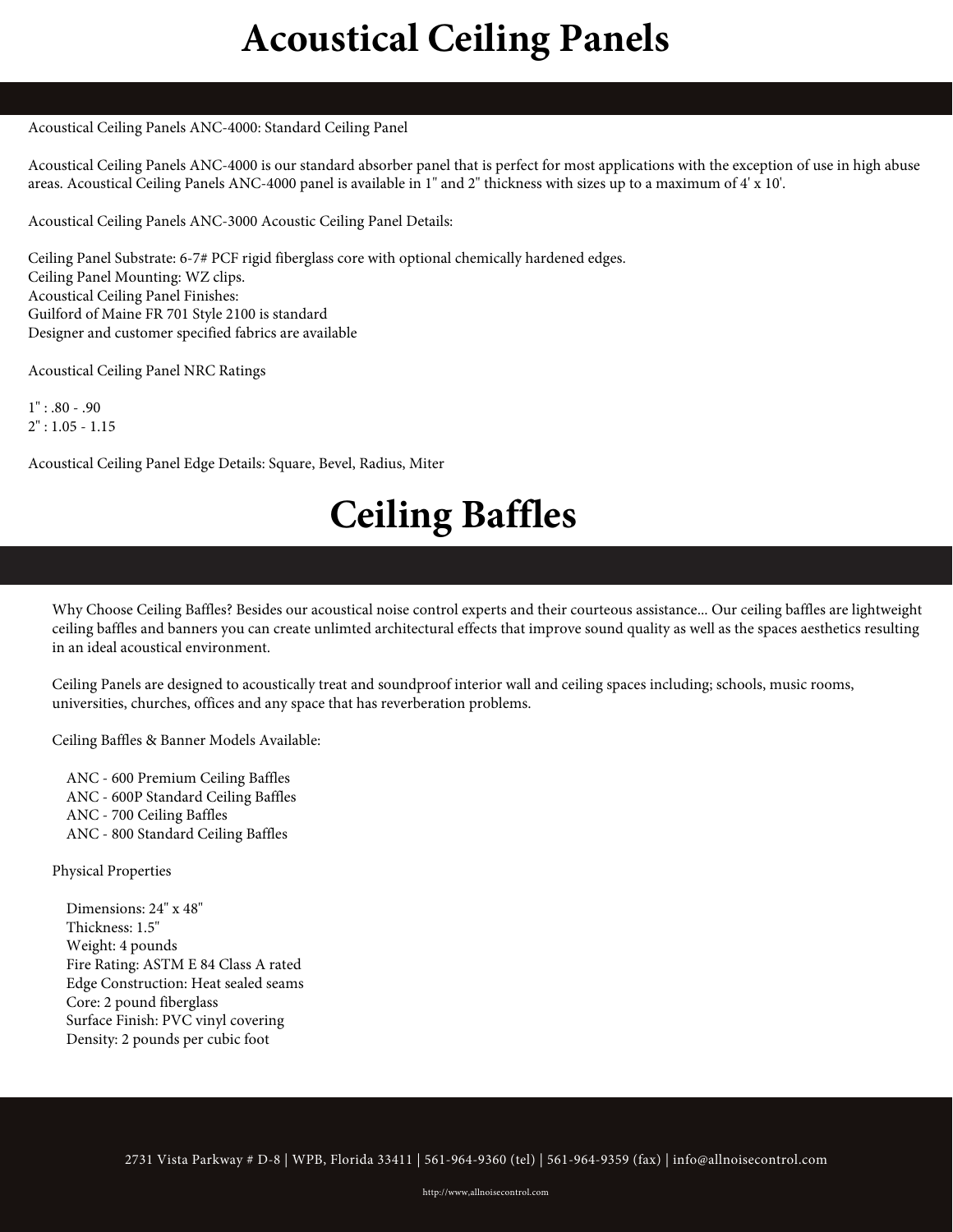# Acoustical Ceiling Panels

Acoustical Ceiling Panels ANC-4000: Standard Ceiling Panel

Acoustical Ceiling Panels ANC-4000 is our standard absorber panel that is perfect for most applications with the exception of use in high abuse areas. Acoustical Ceiling Panels ANC-4000 panel is available in 1" and 2" thickness with sizes up to a maximum of 4' x 10'.

Acoustical Ceiling Panels ANC-3000 Acoustic Ceiling Panel Details:

Ceiling Panel Substrate: 6-7# PCF rigid fiberglass core with optional chemically hardened edges.
Ceiling Panel Mounting: WZ clips.
Acoustical Ceiling Panel Finishes:
Guilford of Maine FR 701 Style 2100 is standard
Designer and customer specified fabrics are available

Acoustical Ceiling Panel NRC Ratings

1" : .80 - .90
2" : 1.05 - 1.15

Acoustical Ceiling Panel Edge Details: Square, Bevel, Radius, Miter

# Ceiling Baffles

Why Choose Ceiling Baffles? Besides our acoustical noise control experts and their courteous assistance... Our ceiling baffles are lightweight ceiling baffles and banners you can create unlimted architectural effects that improve sound quality as well as the spaces aesthetics resulting in an ideal acoustical environment.

Ceiling Panels are designed to acoustically treat and soundproof interior wall and ceiling spaces including; schools, music rooms, universities, churches, offices and any space that has reverberation problems.

Ceiling Baffles & Banner Models Available:

- ANC - 600 Premium Ceiling Baffles
- ANC - 600P Standard Ceiling Baffles
- ANC - 700 Ceiling Baffles
- ANC - 800 Standard Ceiling Baffles

Physical Properties

- Dimensions: 24" x 48"
- Thickness: 1.5"
- Weight: 4 pounds
- Fire Rating: ASTM E 84 Class A rated
- Edge Construction: Heat sealed seams
- Core: 2 pound fiberglass
- Surface Finish: PVC vinyl covering
- Density: 2 pounds per cubic foot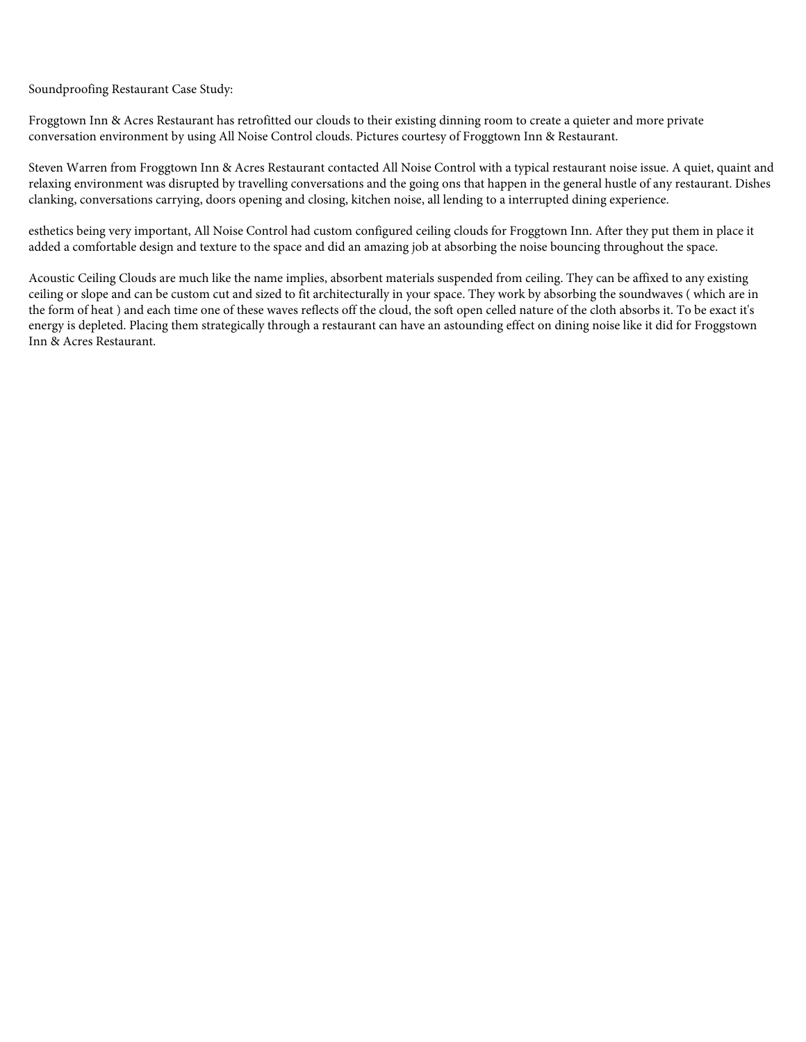Soundproofing Restaurant Case Study:

Froggtown Inn & Acres Restaurant has retrofitted our clouds to their existing dinning room to create a quieter and more private conversation environment by using All Noise Control clouds. Pictures courtesy of Froggtown Inn & Restaurant.

Steven Warren from Froggtown Inn & Acres Restaurant contacted All Noise Control with a typical restaurant noise issue. A quiet, quaint and relaxing environment was disrupted by travelling conversations and the going ons that happen in the general hustle of any restaurant. Dishes clanking, conversations carrying, doors opening and closing, kitchen noise, all lending to a interrupted dining experience.

esthetics being very important, All Noise Control had custom configured ceiling clouds for Froggtown Inn. After they put them in place it added a comfortable design and texture to the space and did an amazing job at absorbing the noise bouncing throughout the space.

Acoustic Ceiling Clouds are much like the name implies, absorbent materials suspended from ceiling. They can be affixed to any existing ceiling or slope and can be custom cut and sized to fit architecturally in your space. They work by absorbing the soundwaves ( which are in the form of heat ) and each time one of these waves reflects off the cloud, the soft open celled nature of the cloth absorbs it. To be exact it's energy is depleted. Placing them strategically through a restaurant can have an astounding effect on dining noise like it did for Froggstown Inn & Acres Restaurant.